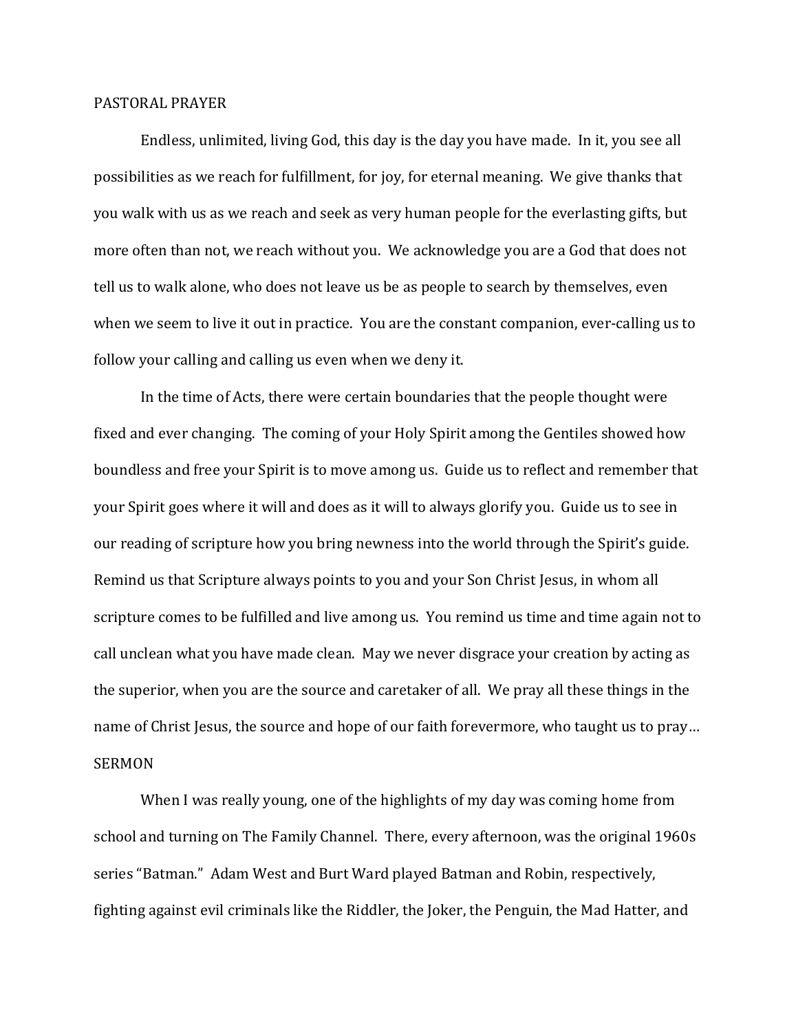## PASTORAL PRAYER

Endless, unlimited, living God, this day is the day you have made. In it, you see all possibilities as we reach for fulfillment, for joy, for eternal meaning. We give thanks that you walk with us as we reach and seek as very human people for the everlasting gifts, but more often than not, we reach without you. We acknowledge you are a God that does not tell us to walk alone, who does not leave us be as people to search by themselves, even when we seem to live it out in practice. You are the constant companion, ever-calling us to follow your calling and calling us even when we deny it.

In the time of Acts, there were certain boundaries that the people thought were fixed and ever changing. The coming of your Holy Spirit among the Gentiles showed how boundless and free your Spirit is to move among us. Guide us to reflect and remember that your Spirit goes where it will and does as it will to always glorify you. Guide us to see in our reading of scripture how you bring newness into the world through the Spirit's guide. Remind us that Scripture always points to you and your Son Christ Jesus, in whom all scripture comes to be fulfilled and live among us. You remind us time and time again not to call unclean what you have made clean. May we never disgrace your creation by acting as the superior, when you are the source and caretaker of all. We pray all these things in the name of Christ Jesus, the source and hope of our faith forevermore, who taught us to pray…

## SERMON

When I was really young, one of the highlights of my day was coming home from school and turning on The Family Channel. There, every afternoon, was the original 1960s series "Batman." Adam West and Burt Ward played Batman and Robin, respectively, fighting against evil criminals like the Riddler, the Joker, the Penguin, the Mad Hatter, and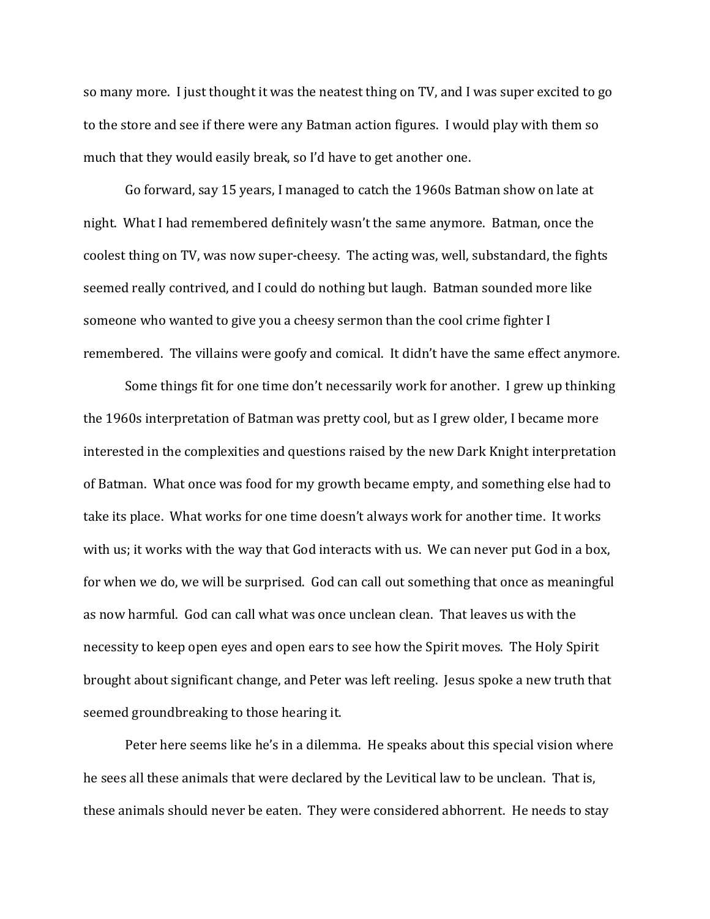so many more. I just thought it was the neatest thing on TV, and I was super excited to go to the store and see if there were any Batman action figures. I would play with them so much that they would easily break, so I'd have to get another one.

Go forward, say 15 years, I managed to catch the 1960s Batman show on late at night. What I had remembered definitely wasn't the same anymore. Batman, once the coolest thing on TV, was now super-cheesy. The acting was, well, substandard, the fights seemed really contrived, and I could do nothing but laugh. Batman sounded more like someone who wanted to give you a cheesy sermon than the cool crime fighter I remembered. The villains were goofy and comical. It didn't have the same effect anymore.

Some things fit for one time don't necessarily work for another. I grew up thinking the 1960s interpretation of Batman was pretty cool, but as I grew older, I became more interested in the complexities and questions raised by the new Dark Knight interpretation of Batman. What once was food for my growth became empty, and something else had to take its place. What works for one time doesn't always work for another time. It works with us; it works with the way that God interacts with us. We can never put God in a box, for when we do, we will be surprised. God can call out something that once as meaningful as now harmful. God can call what was once unclean clean. That leaves us with the necessity to keep open eyes and open ears to see how the Spirit moves. The Holy Spirit brought about significant change, and Peter was left reeling. Jesus spoke a new truth that seemed groundbreaking to those hearing it.

Peter here seems like he's in a dilemma. He speaks about this special vision where he sees all these animals that were declared by the Levitical law to be unclean. That is, these animals should never be eaten. They were considered abhorrent. He needs to stay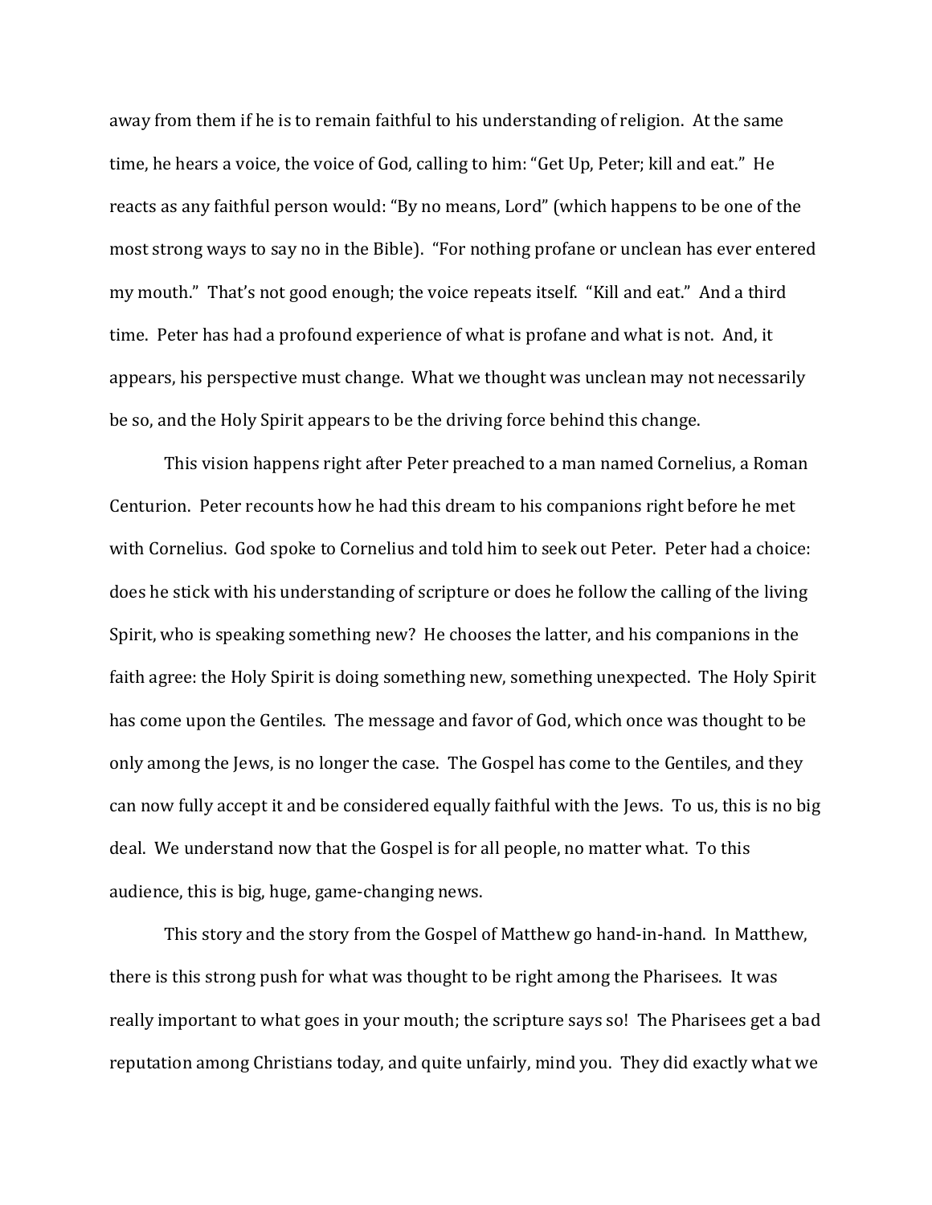away from them if he is to remain faithful to his understanding of religion. At the same time, he hears a voice, the voice of God, calling to him: "Get Up, Peter; kill and eat." He reacts as any faithful person would: "By no means, Lord" (which happens to be one of the most strong ways to say no in the Bible). "For nothing profane or unclean has ever entered my mouth." That's not good enough; the voice repeats itself. "Kill and eat." And a third time. Peter has had a profound experience of what is profane and what is not. And, it appears, his perspective must change. What we thought was unclean may not necessarily be so, and the Holy Spirit appears to be the driving force behind this change.

This vision happens right after Peter preached to a man named Cornelius, a Roman Centurion. Peter recounts how he had this dream to his companions right before he met with Cornelius. God spoke to Cornelius and told him to seek out Peter. Peter had a choice: does he stick with his understanding of scripture or does he follow the calling of the living Spirit, who is speaking something new? He chooses the latter, and his companions in the faith agree: the Holy Spirit is doing something new, something unexpected. The Holy Spirit has come upon the Gentiles. The message and favor of God, which once was thought to be only among the Jews, is no longer the case. The Gospel has come to the Gentiles, and they can now fully accept it and be considered equally faithful with the Jews. To us, this is no big deal. We understand now that the Gospel is for all people, no matter what. To this audience, this is big, huge, game-changing news.

This story and the story from the Gospel of Matthew go hand-in-hand. In Matthew, there is this strong push for what was thought to be right among the Pharisees. It was really important to what goes in your mouth; the scripture says so! The Pharisees get a bad reputation among Christians today, and quite unfairly, mind you. They did exactly what we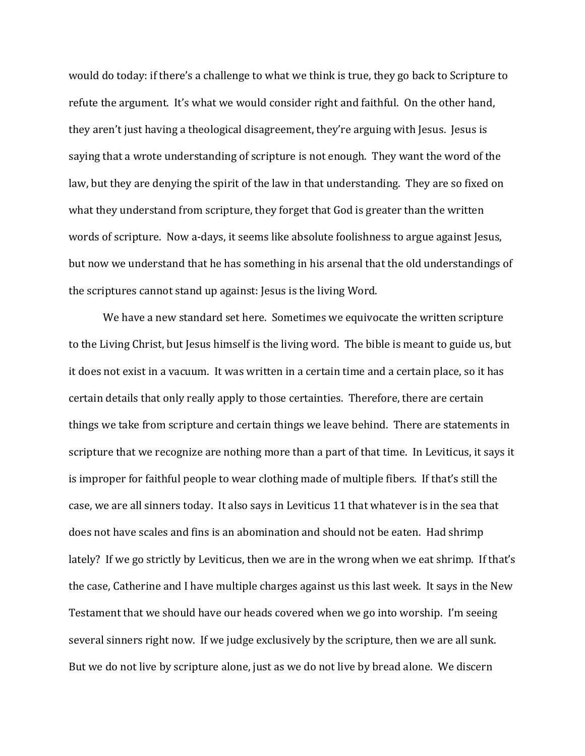would do today: if there's a challenge to what we think is true, they go back to Scripture to refute the argument. It's what we would consider right and faithful. On the other hand, they aren't just having a theological disagreement, they're arguing with Jesus. Jesus is saying that a wrote understanding of scripture is not enough. They want the word of the law, but they are denying the spirit of the law in that understanding. They are so fixed on what they understand from scripture, they forget that God is greater than the written words of scripture. Now a-days, it seems like absolute foolishness to argue against Jesus, but now we understand that he has something in his arsenal that the old understandings of the scriptures cannot stand up against: Jesus is the living Word.

We have a new standard set here. Sometimes we equivocate the written scripture to the Living Christ, but Jesus himself is the living word. The bible is meant to guide us, but it does not exist in a vacuum. It was written in a certain time and a certain place, so it has certain details that only really apply to those certainties. Therefore, there are certain things we take from scripture and certain things we leave behind. There are statements in scripture that we recognize are nothing more than a part of that time. In Leviticus, it says it is improper for faithful people to wear clothing made of multiple fibers. If that's still the case, we are all sinners today. It also says in Leviticus 11 that whatever is in the sea that does not have scales and fins is an abomination and should not be eaten. Had shrimp lately? If we go strictly by Leviticus, then we are in the wrong when we eat shrimp. If that's the case, Catherine and I have multiple charges against us this last week. It says in the New Testament that we should have our heads covered when we go into worship. I'm seeing several sinners right now. If we judge exclusively by the scripture, then we are all sunk. But we do not live by scripture alone, just as we do not live by bread alone. We discern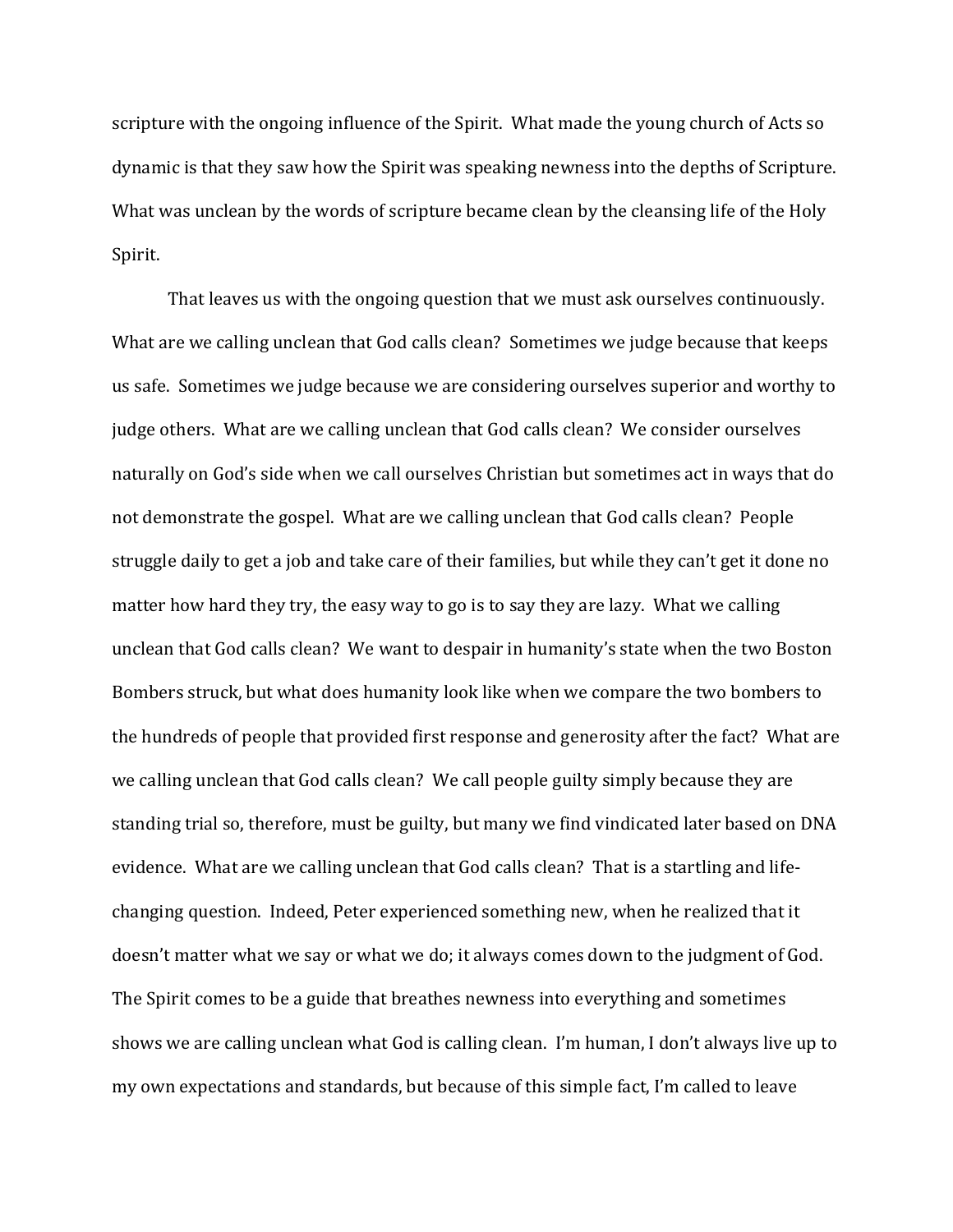scripture with the ongoing influence of the Spirit. What made the young church of Acts so dynamic is that they saw how the Spirit was speaking newness into the depths of Scripture. What was unclean by the words of scripture became clean by the cleansing life of the Holy Spirit.

That leaves us with the ongoing question that we must ask ourselves continuously. What are we calling unclean that God calls clean? Sometimes we judge because that keeps us safe. Sometimes we judge because we are considering ourselves superior and worthy to judge others. What are we calling unclean that God calls clean? We consider ourselves naturally on God's side when we call ourselves Christian but sometimes act in ways that do not demonstrate the gospel. What are we calling unclean that God calls clean? People struggle daily to get a job and take care of their families, but while they can't get it done no matter how hard they try, the easy way to go is to say they are lazy. What we calling unclean that God calls clean? We want to despair in humanity's state when the two Boston Bombers struck, but what does humanity look like when we compare the two bombers to the hundreds of people that provided first response and generosity after the fact? What are we calling unclean that God calls clean? We call people guilty simply because they are standing trial so, therefore, must be guilty, but many we find vindicated later based on DNA evidence. What are we calling unclean that God calls clean? That is a startling and life-changing question. Indeed, Peter experienced something new, when he realized that it doesn't matter what we say or what we do; it always comes down to the judgment of God. The Spirit comes to be a guide that breathes newness into everything and sometimes shows we are calling unclean what God is calling clean. I'm human, I don't always live up to my own expectations and standards, but because of this simple fact, I'm called to leave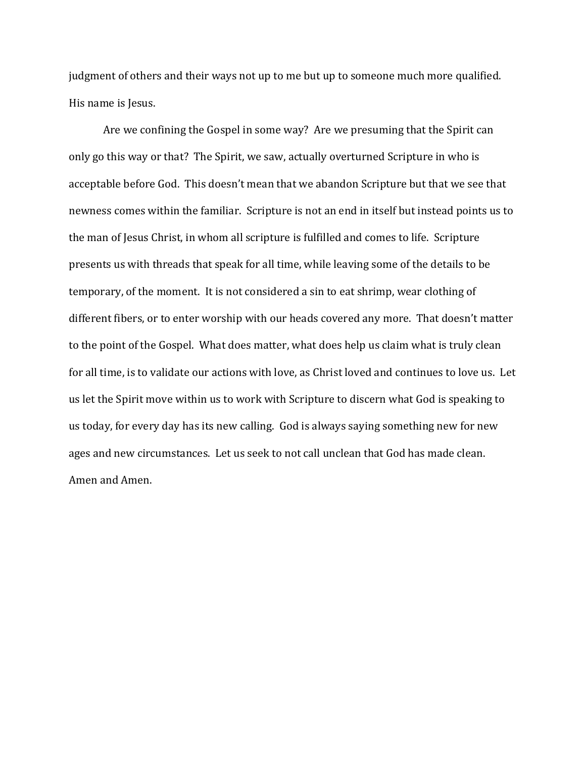judgment of others and their ways not up to me but up to someone much more qualified. His name is Jesus.

Are we confining the Gospel in some way? Are we presuming that the Spirit can only go this way or that? The Spirit, we saw, actually overturned Scripture in who is acceptable before God. This doesn't mean that we abandon Scripture but that we see that newness comes within the familiar. Scripture is not an end in itself but instead points us to the man of Jesus Christ, in whom all scripture is fulfilled and comes to life. Scripture presents us with threads that speak for all time, while leaving some of the details to be temporary, of the moment. It is not considered a sin to eat shrimp, wear clothing of different fibers, or to enter worship with our heads covered any more. That doesn't matter to the point of the Gospel. What does matter, what does help us claim what is truly clean for all time, is to validate our actions with love, as Christ loved and continues to love us. Let us let the Spirit move within us to work with Scripture to discern what God is speaking to us today, for every day has its new calling. God is always saying something new for new ages and new circumstances. Let us seek to not call unclean that God has made clean. Amen and Amen.